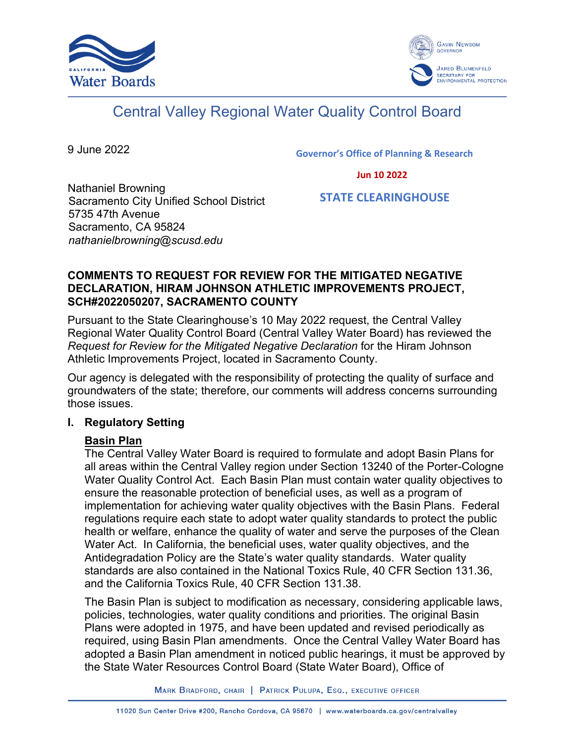California Water Boards

Gavin Newsom, Governor

Jared Blumenfeld, Secretary for Environmental Protection

# Central Valley Regional Water Quality Control Board

9 June 2022

Governor's Office of Planning & Research

Jun 10 2022

STATE CLEARINGHOUSE

Nathaniel Browning
Sacramento City Unified School District
5735 47th Avenue
Sacramento, CA 95824
*nathanielbrowning@scusd.edu*

**COMMENTS TO REQUEST FOR REVIEW FOR THE MITIGATED NEGATIVE DECLARATION, HIRAM JOHNSON ATHLETIC IMPROVEMENTS PROJECT, SCH#2022050207, SACRAMENTO COUNTY**

Pursuant to the State Clearinghouse's 10 May 2022 request, the Central Valley Regional Water Quality Control Board (Central Valley Water Board) has reviewed the *Request for Review for the Mitigated Negative Declaration* for the Hiram Johnson Athletic Improvements Project, located in Sacramento County.

Our agency is delegated with the responsibility of protecting the quality of surface and groundwaters of the state; therefore, our comments will address concerns surrounding those issues.

## I. Regulatory Setting

### Basin Plan

The Central Valley Water Board is required to formulate and adopt Basin Plans for all areas within the Central Valley region under Section 13240 of the Porter-Cologne Water Quality Control Act. Each Basin Plan must contain water quality objectives to ensure the reasonable protection of beneficial uses, as well as a program of implementation for achieving water quality objectives with the Basin Plans. Federal regulations require each state to adopt water quality standards to protect the public health or welfare, enhance the quality of water and serve the purposes of the Clean Water Act. In California, the beneficial uses, water quality objectives, and the Antidegradation Policy are the State's water quality standards. Water quality standards are also contained in the National Toxics Rule, 40 CFR Section 131.36, and the California Toxics Rule, 40 CFR Section 131.38.

The Basin Plan is subject to modification as necessary, considering applicable laws, policies, technologies, water quality conditions and priorities. The original Basin Plans were adopted in 1975, and have been updated and revised periodically as required, using Basin Plan amendments. Once the Central Valley Water Board has adopted a Basin Plan amendment in noticed public hearings, it must be approved by the State Water Resources Control Board (State Water Board), Office of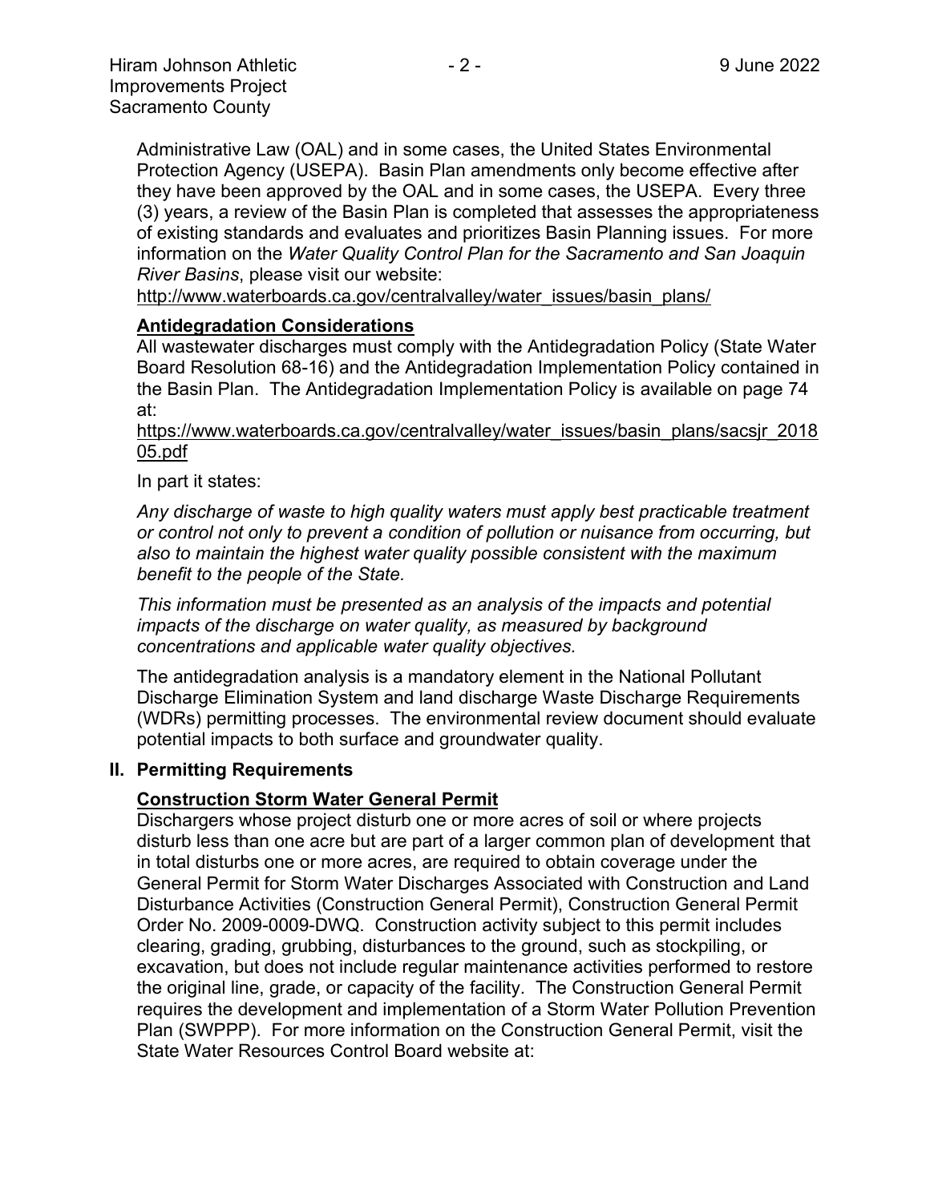Administrative Law (OAL) and in some cases, the United States Environmental Protection Agency (USEPA). Basin Plan amendments only become effective after they have been approved by the OAL and in some cases, the USEPA. Every three (3) years, a review of the Basin Plan is completed that assesses the appropriateness of existing standards and evaluates and prioritizes Basin Planning issues. For more information on the *Water Quality Control Plan for the Sacramento and San Joaquin River Basins*, please visit our website:

http://www.waterboards.ca.gov/centralvalley/water_issues/basin_plans/

**Antidegradation Considerations**

All wastewater discharges must comply with the Antidegradation Policy (State Water Board Resolution 68-16) and the Antidegradation Implementation Policy contained in the Basin Plan. The Antidegradation Implementation Policy is available on page 74 at:

https://www.waterboards.ca.gov/centralvalley/water_issues/basin_plans/sacsjr_201805.pdf

In part it states:

*Any discharge of waste to high quality waters must apply best practicable treatment or control not only to prevent a condition of pollution or nuisance from occurring, but also to maintain the highest water quality possible consistent with the maximum benefit to the people of the State.*

*This information must be presented as an analysis of the impacts and potential impacts of the discharge on water quality, as measured by background concentrations and applicable water quality objectives.*

The antidegradation analysis is a mandatory element in the National Pollutant Discharge Elimination System and land discharge Waste Discharge Requirements (WDRs) permitting processes. The environmental review document should evaluate potential impacts to both surface and groundwater quality.

## II. Permitting Requirements

**Construction Storm Water General Permit**

Dischargers whose project disturb one or more acres of soil or where projects disturb less than one acre but are part of a larger common plan of development that in total disturbs one or more acres, are required to obtain coverage under the General Permit for Storm Water Discharges Associated with Construction and Land Disturbance Activities (Construction General Permit), Construction General Permit Order No. 2009-0009-DWQ. Construction activity subject to this permit includes clearing, grading, grubbing, disturbances to the ground, such as stockpiling, or excavation, but does not include regular maintenance activities performed to restore the original line, grade, or capacity of the facility. The Construction General Permit requires the development and implementation of a Storm Water Pollution Prevention Plan (SWPPP). For more information on the Construction General Permit, visit the State Water Resources Control Board website at: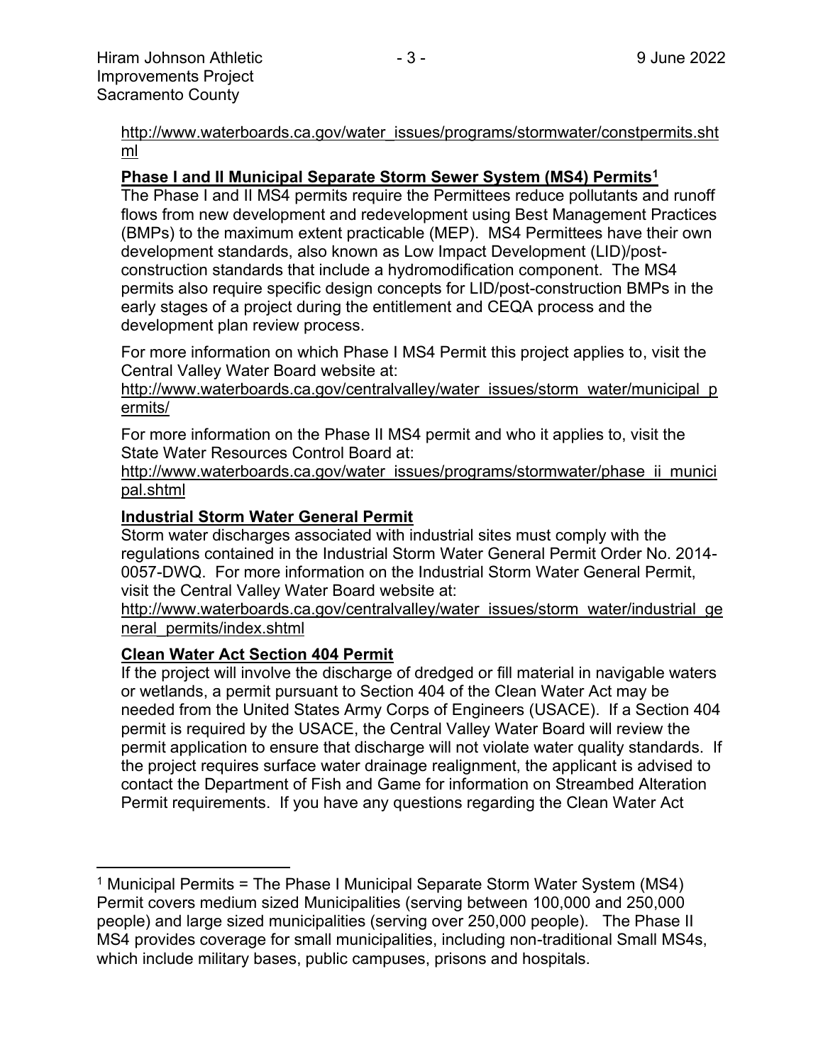http://www.waterboards.ca.gov/water_issues/programs/stormwater/constpermits.shtml

**Phase I and II Municipal Separate Storm Sewer System (MS4) Permits[1]**

The Phase I and II MS4 permits require the Permittees reduce pollutants and runoff flows from new development and redevelopment using Best Management Practices (BMPs) to the maximum extent practicable (MEP). MS4 Permittees have their own development standards, also known as Low Impact Development (LID)/post-construction standards that include a hydromodification component. The MS4 permits also require specific design concepts for LID/post-construction BMPs in the early stages of a project during the entitlement and CEQA process and the development plan review process.

For more information on which Phase I MS4 Permit this project applies to, visit the Central Valley Water Board website at:

http://www.waterboards.ca.gov/centralvalley/water_issues/storm_water/municipal_permits/

For more information on the Phase II MS4 permit and who it applies to, visit the State Water Resources Control Board at:

http://www.waterboards.ca.gov/water_issues/programs/stormwater/phase_ii_municipal.shtml

**Industrial Storm Water General Permit**

Storm water discharges associated with industrial sites must comply with the regulations contained in the Industrial Storm Water General Permit Order No. 2014-0057-DWQ. For more information on the Industrial Storm Water General Permit, visit the Central Valley Water Board website at:

http://www.waterboards.ca.gov/centralvalley/water_issues/storm_water/industrial_general_permits/index.shtml

**Clean Water Act Section 404 Permit**

If the project will involve the discharge of dredged or fill material in navigable waters or wetlands, a permit pursuant to Section 404 of the Clean Water Act may be needed from the United States Army Corps of Engineers (USACE). If a Section 404 permit is required by the USACE, the Central Valley Water Board will review the permit application to ensure that discharge will not violate water quality standards. If the project requires surface water drainage realignment, the applicant is advised to contact the Department of Fish and Game for information on Streambed Alteration Permit requirements. If you have any questions regarding the Clean Water Act

[1] Municipal Permits = The Phase I Municipal Separate Storm Water System (MS4) Permit covers medium sized Municipalities (serving between 100,000 and 250,000 people) and large sized municipalities (serving over 250,000 people). The Phase II MS4 provides coverage for small municipalities, including non-traditional Small MS4s, which include military bases, public campuses, prisons and hospitals.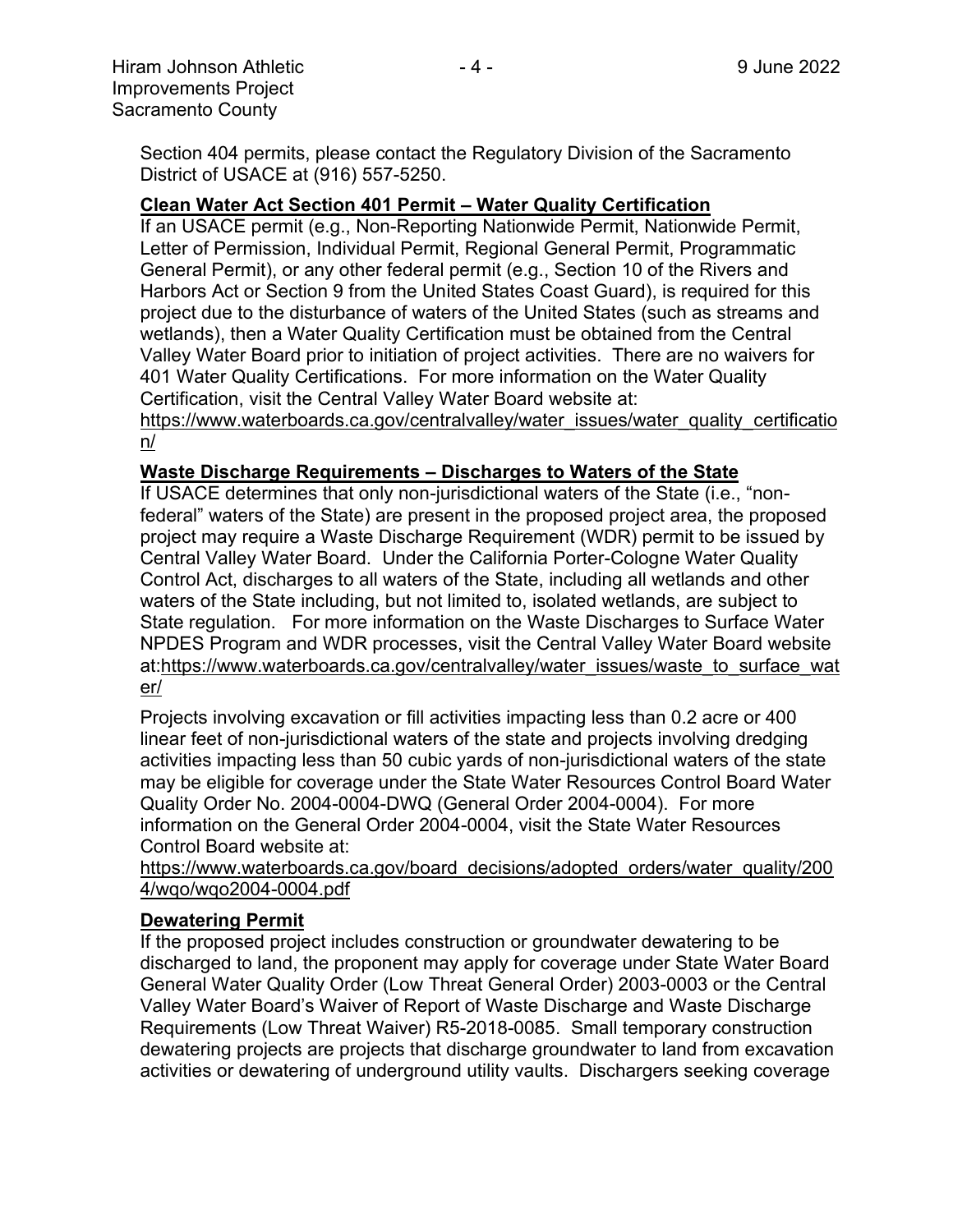Section 404 permits, please contact the Regulatory Division of the Sacramento District of USACE at (916) 557-5250.

**Clean Water Act Section 401 Permit – Water Quality Certification**

If an USACE permit (e.g., Non-Reporting Nationwide Permit, Nationwide Permit, Letter of Permission, Individual Permit, Regional General Permit, Programmatic General Permit), or any other federal permit (e.g., Section 10 of the Rivers and Harbors Act or Section 9 from the United States Coast Guard), is required for this project due to the disturbance of waters of the United States (such as streams and wetlands), then a Water Quality Certification must be obtained from the Central Valley Water Board prior to initiation of project activities. There are no waivers for 401 Water Quality Certifications. For more information on the Water Quality Certification, visit the Central Valley Water Board website at: https://www.waterboards.ca.gov/centralvalley/water_issues/water_quality_certification/

**Waste Discharge Requirements – Discharges to Waters of the State**

If USACE determines that only non-jurisdictional waters of the State (i.e., "non-federal" waters of the State) are present in the proposed project area, the proposed project may require a Waste Discharge Requirement (WDR) permit to be issued by Central Valley Water Board. Under the California Porter-Cologne Water Quality Control Act, discharges to all waters of the State, including all wetlands and other waters of the State including, but not limited to, isolated wetlands, are subject to State regulation. For more information on the Waste Discharges to Surface Water NPDES Program and WDR processes, visit the Central Valley Water Board website at:https://www.waterboards.ca.gov/centralvalley/water_issues/waste_to_surface_water/

Projects involving excavation or fill activities impacting less than 0.2 acre or 400 linear feet of non-jurisdictional waters of the state and projects involving dredging activities impacting less than 50 cubic yards of non-jurisdictional waters of the state may be eligible for coverage under the State Water Resources Control Board Water Quality Order No. 2004-0004-DWQ (General Order 2004-0004). For more information on the General Order 2004-0004, visit the State Water Resources Control Board website at: https://www.waterboards.ca.gov/board_decisions/adopted_orders/water_quality/2004/wqo/wqo2004-0004.pdf

**Dewatering Permit**

If the proposed project includes construction or groundwater dewatering to be discharged to land, the proponent may apply for coverage under State Water Board General Water Quality Order (Low Threat General Order) 2003-0003 or the Central Valley Water Board's Waiver of Report of Waste Discharge and Waste Discharge Requirements (Low Threat Waiver) R5-2018-0085. Small temporary construction dewatering projects are projects that discharge groundwater to land from excavation activities or dewatering of underground utility vaults. Dischargers seeking coverage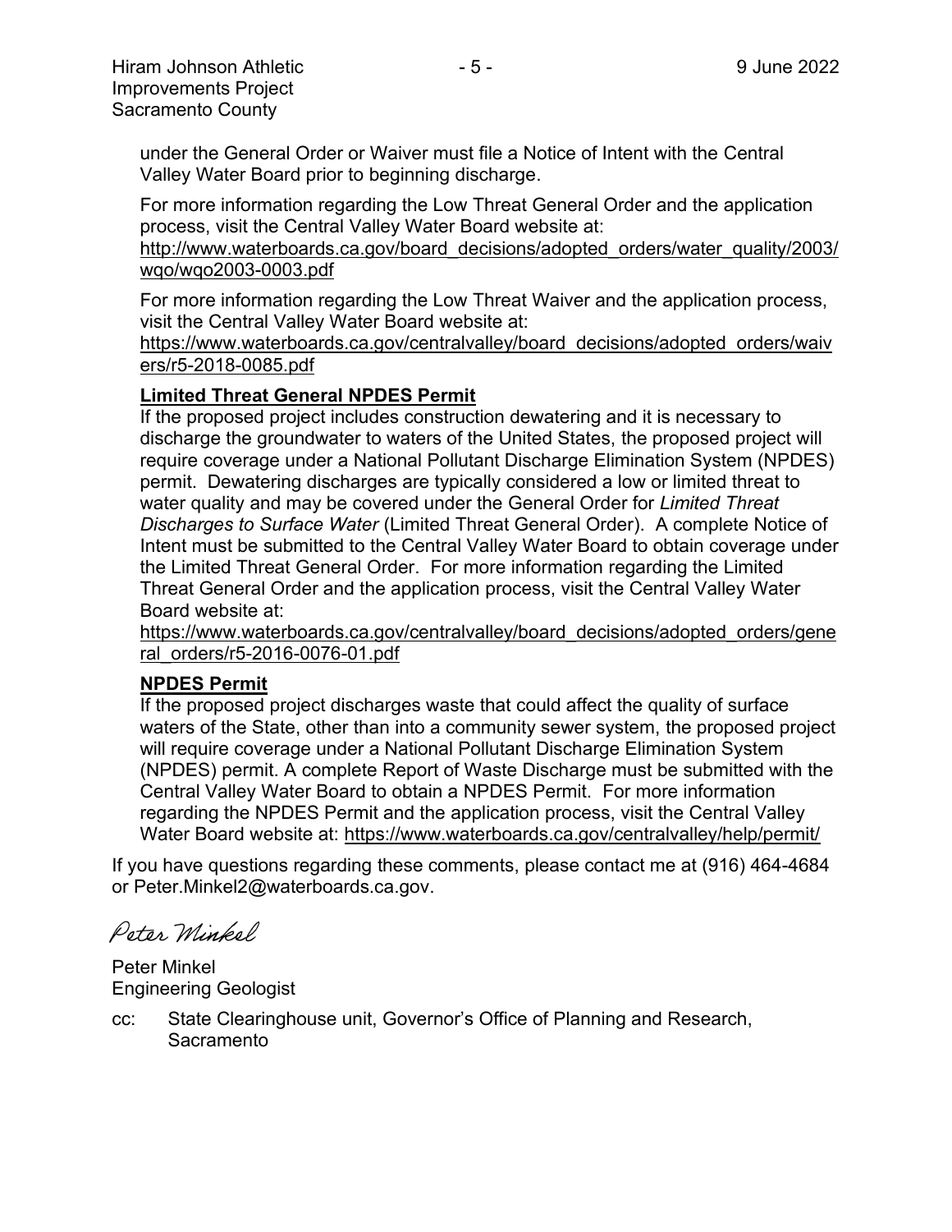under the General Order or Waiver must file a Notice of Intent with the Central Valley Water Board prior to beginning discharge.

For more information regarding the Low Threat General Order and the application process, visit the Central Valley Water Board website at: http://www.waterboards.ca.gov/board_decisions/adopted_orders/water_quality/2003/wqo/wqo2003-0003.pdf

For more information regarding the Low Threat Waiver and the application process, visit the Central Valley Water Board website at: https://www.waterboards.ca.gov/centralvalley/board_decisions/adopted_orders/waivers/r5-2018-0085.pdf

**Limited Threat General NPDES Permit**

If the proposed project includes construction dewatering and it is necessary to discharge the groundwater to waters of the United States, the proposed project will require coverage under a National Pollutant Discharge Elimination System (NPDES) permit. Dewatering discharges are typically considered a low or limited threat to water quality and may be covered under the General Order for *Limited Threat Discharges to Surface Water* (Limited Threat General Order). A complete Notice of Intent must be submitted to the Central Valley Water Board to obtain coverage under the Limited Threat General Order. For more information regarding the Limited Threat General Order and the application process, visit the Central Valley Water Board website at: https://www.waterboards.ca.gov/centralvalley/board_decisions/adopted_orders/general_orders/r5-2016-0076-01.pdf

**NPDES Permit**

If the proposed project discharges waste that could affect the quality of surface waters of the State, other than into a community sewer system, the proposed project will require coverage under a National Pollutant Discharge Elimination System (NPDES) permit. A complete Report of Waste Discharge must be submitted with the Central Valley Water Board to obtain a NPDES Permit. For more information regarding the NPDES Permit and the application process, visit the Central Valley Water Board website at: https://www.waterboards.ca.gov/centralvalley/help/permit/

If you have questions regarding these comments, please contact me at (916) 464-4684 or Peter.Minkel2@waterboards.ca.gov.

*Peter Minkel*

Peter Minkel
Engineering Geologist

cc: State Clearinghouse unit, Governor's Office of Planning and Research, Sacramento